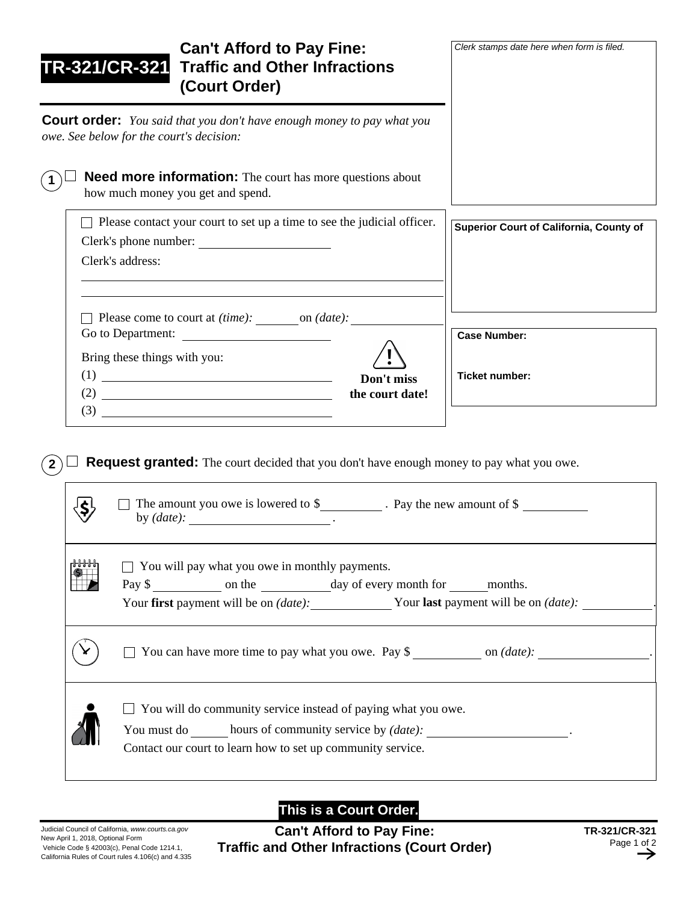# TR-321/CR-321 Can't Afford to Pay Fine: Traffic and Other Infractions (Court Order)

*Clerk stamps date here when form is filed.*

**Superior Court of California, County of**

**Case Number:**

**Ticket number:**

**Court order:** *You said that you don't have enough money to pay what you owe. See below for the court's decision:*

**1** ☐ **Need more information:** The court has more questions about how much money you get and spend.

☐ Please contact your court to set up a time to see the judicial officer.

Clerk's phone number: ____________________

Clerk's address:

______________________________________________

______________________________________________

☐ Please come to court at *(time):* ________ on *(date):* ______________

Go to Department: ____________________

Bring these things with you:

(1) ____________________________________

(2) ____________________________________

(3) ____________________________________

**Don't miss the court date!**

**2** ☐ **Request granted:** The court decided that you don't have enough money to pay what you owe.

☐ The amount you owe is lowered to $__________ . Pay the new amount of $ __________ by *(date):* ______________________ .

☐ You will pay what you owe in monthly payments.

Pay $ __________ on the __________ day of every month for ______ months.

Your **first** payment will be on *(date):* ____________ Your **last** payment will be on *(date):* ____________ .

☐ You can have more time to pay what you owe. Pay $ __________ on *(date):* ________________ .

☐ You will do community service instead of paying what you owe.

You must do ______ hours of community service by *(date):* ______________________ .

Contact our court to learn how to set up community service.

**This is a Court Order.**

Judicial Council of California, *www.courts.ca.gov*
New April 1, 2018, Optional Form
Vehicle Code § 42003(c), Penal Code 1214.1,
California Rules of Court rules 4.106(c) and 4.335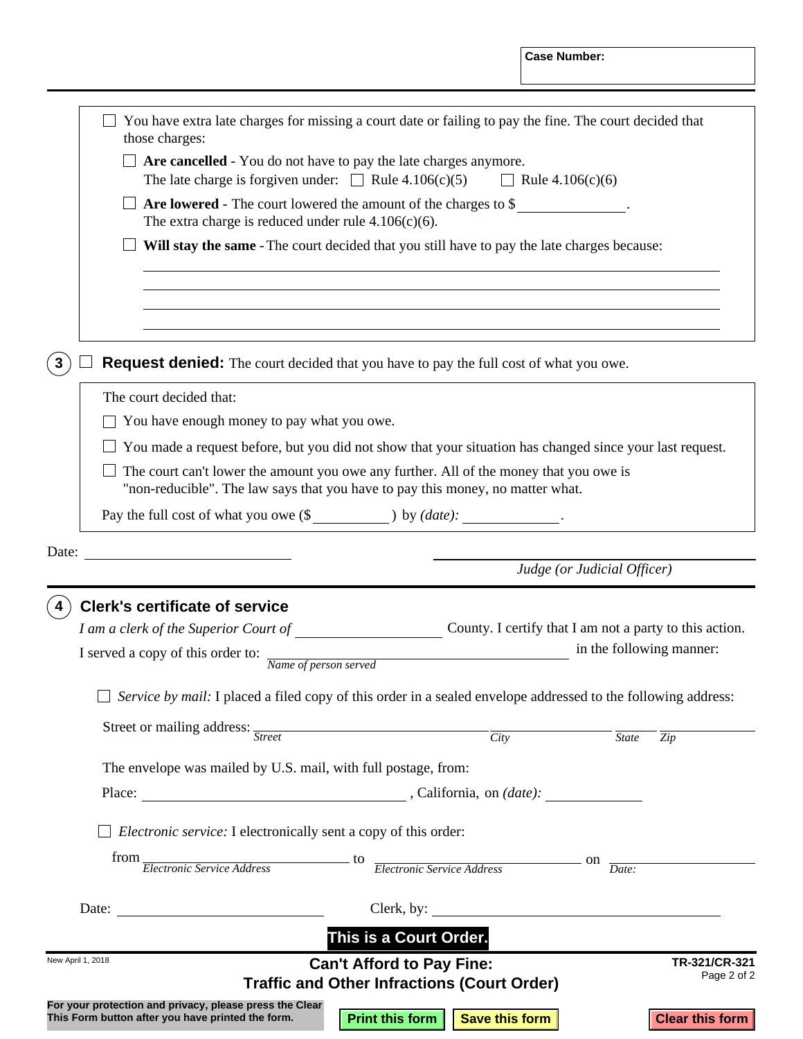Case Number:

☐ You have extra late charges for missing a court date or failing to pay the fine. The court decided that those charges:

- ☐ **Are cancelled** - You do not have to pay the late charges anymore.
  The late charge is forgiven under: ☐ Rule 4.106(c)(5) ☐ Rule 4.106(c)(6)
- ☐ **Are lowered** - The court lowered the amount of the charges to $ \_\_\_\_\_\_\_\_\_\_\_\_\_\_.
  The extra charge is reduced under rule 4.106(c)(6).
- ☐ **Will stay the same** - The court decided that you still have to pay the late charges because:

\_\_\_\_\_\_\_\_\_\_\_\_\_\_\_\_\_\_\_\_\_\_\_\_\_\_\_\_\_\_\_\_\_\_\_\_\_\_\_\_

\_\_\_\_\_\_\_\_\_\_\_\_\_\_\_\_\_\_\_\_\_\_\_\_\_\_\_\_\_\_\_\_\_\_\_\_\_\_\_\_

\_\_\_\_\_\_\_\_\_\_\_\_\_\_\_\_\_\_\_\_\_\_\_\_\_\_\_\_\_\_\_\_\_\_\_\_\_\_\_\_

\_\_\_\_\_\_\_\_\_\_\_\_\_\_\_\_\_\_\_\_\_\_\_\_\_\_\_\_\_\_\_\_\_\_\_\_\_\_\_\_

**3** ☐ **Request denied:** The court decided that you have to pay the full cost of what you owe.

The court decided that:

- ☐ You have enough money to pay what you owe.
- ☐ You made a request before, but you did not show that your situation has changed since your last request.
- ☐ The court can't lower the amount you owe any further. All of the money that you owe is "non-reducible". The law says that you have to pay this money, no matter what.

Pay the full cost of what you owe ($ \_\_\_\_\_\_\_\_\_\_ ) by *(date):* \_\_\_\_\_\_\_\_\_\_\_\_.

Date: \_\_\_\_\_\_\_\_\_\_\_\_\_\_\_\_\_\_\_\_

\_\_\_\_\_\_\_\_\_\_\_\_\_\_\_\_\_\_\_\_\_\_\_\_\_\_\_\_
*Judge (or Judicial Officer)*

## 4 Clerk's certificate of service

*I am a clerk of the Superior Court of* \_\_\_\_\_\_\_\_\_\_\_\_\_\_\_\_ County. I certify that I am not a party to this action.

I served a copy of this order to: \_\_\_\_\_\_\_\_\_\_\_\_\_\_\_\_\_\_\_\_\_\_\_\_ in the following manner:
*Name of person served*

☐ *Service by mail:* I placed a filed copy of this order in a sealed envelope addressed to the following address:

Street or mailing address: \_\_\_\_\_\_\_\_\_\_\_\_\_\_\_\_\_\_\_\_ \_\_\_\_\_\_\_\_\_\_\_\_ \_\_\_\_\_ \_\_\_\_\_\_\_\_
*Street* *City* *State* *Zip*

The envelope was mailed by U.S. mail, with full postage, from:

Place: \_\_\_\_\_\_\_\_\_\_\_\_\_\_\_\_\_\_\_\_\_\_\_\_, California, on *(date):* \_\_\_\_\_\_\_\_\_\_\_\_

☐ *Electronic service:* I electronically sent a copy of this order:

from \_\_\_\_\_\_\_\_\_\_\_\_\_\_\_\_\_\_\_\_ to \_\_\_\_\_\_\_\_\_\_\_\_\_\_\_\_\_\_\_\_ on \_\_\_\_\_\_\_\_\_\_\_\_
*Electronic Service Address* *Electronic Service Address* *Date:*

Date: \_\_\_\_\_\_\_\_\_\_\_\_\_\_\_\_\_\_\_\_ Clerk, by: \_\_\_\_\_\_\_\_\_\_\_\_\_\_\_\_\_\_\_\_\_\_\_\_

**This is a Court Order.**

New April 1, 2018

**Can't Afford to Pay Fine: Traffic and Other Infractions (Court Order)**

**TR-321/CR-321**

For your protection and privacy, please press the Clear This Form button after you have printed the form.

Print this form | Save this form | Clear this form